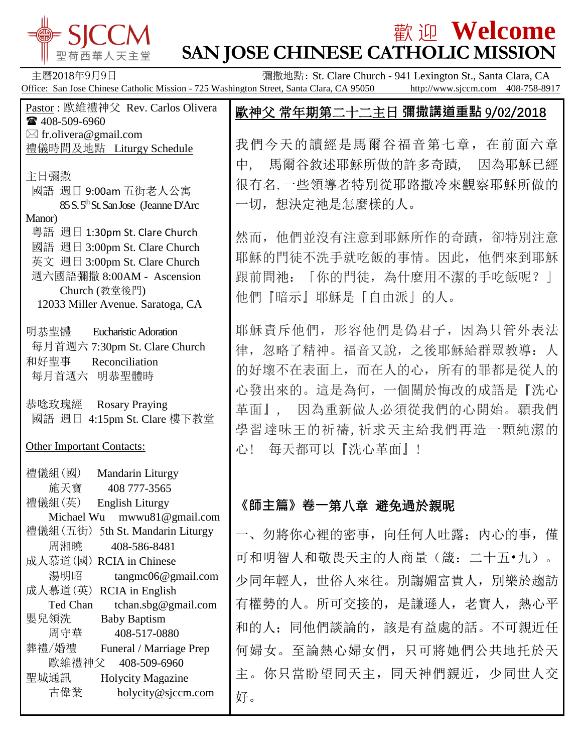SJCCM 聖荷西華人天主堂

# 歡迎 Welcome
# SAN JOSE CHINESE CATHOLIC MISSION

主曆2018年9月9日　　彌撒地點: St. Clare Church - 941 Lexington St., Santa Clara, CA

Office: San Jose Chinese Catholic Mission - 725 Washington Street, Santa Clara, CA 95050　http://www.sjccm.com　408-758-8917

Pastor : 歐維禮神父 Rev. Carlos Olivera
☎ 408-509-6960
✉ fr.olivera@gmail.com

禮儀時間及地點 Liturgy Schedule

主日彌撒
國語 週日 9:00am 五街老人公寓 85 S. 5th St. San Jose (Jeanne D'Arc Manor)
粵語 週日 1:30pm St. Clare Church
國語 週日 3:00pm St. Clare Church
英文 週日 3:00pm St. Clare Church
週六國語彌撒 8:00AM - Ascension Church (教堂後門) 12033 Miller Avenue. Saratoga, CA

明恭聖體 Eucharistic Adoration
每月首週六 7:30pm St. Clare Church
和好聖事 Reconciliation
每月首週六 明恭聖體時

恭唸玫瑰經 Rosary Praying
國語 週日 4:15pm St. Clare 樓下教堂

Other Important Contacts:

禮儀組(國) Mandarin Liturgy
施天寶 408 777-3565
禮儀組(英) English Liturgy
Michael Wu mwwu81@gmail.com
禮儀組(五街) 5th St. Mandarin Liturgy
周湘曉 408-586-8481
成人慕道(國) RCIA in Chinese
湯明昭 tangmc06@gmail.com
成人慕道(英) RCIA in English
Ted Chan tchan.sbg@gmail.com
嬰兒領洗 Baby Baptism
周守華 408-517-0880
葬禮/婚禮 Funeral / Marriage Prep
歐維禮神父 408-509-6960
聖城通訊 Holycity Magazine
古偉業 holycity@sjccm.com

## 歐神父 常年期第二十二主日 彌撒講道重點 9/02/2018

我們今天的讀經是馬爾谷福音第七章，在前面六章中， 馬爾谷敘述耶穌所做的許多奇蹟， 因為耶穌已經很有名, 一些領導者特別從耶路撒冷來觀察耶穌所做的一切，想決定祂是怎麼樣的人。

然而，他們並沒有注意到耶穌所作的奇蹟，卻特別注意耶穌的門徒不洗手就吃飯的事情。因此，他們來到耶穌跟前問祂：「你的門徒，為什麼用不潔的手吃飯呢？」他們『暗示』耶穌是「自由派」的人。

耶穌責斥他們，形容他們是偽君子，因為只管外表法律，忽略了精神。福音又說，之後耶穌給群眾教導：人的好壞不在表面上，而在人的心，所有的罪都是從人的心發出來的。這是為何，一個關於悔改的成語是『洗心革面』， 因為重新做人必須從我們的心開始。願我們學習達味王的祈禱, 祈求天主給我們再造一顆純潔的心！ 每天都可以『洗心革面』！

## 《師主篇》卷一第八章 避免過於親昵

一、勿將你心裡的密事，向任何人吐露；內心的事，僅可和明智人和敬畏天主的人商量（箴：二十五•九）。少同年輕人，世俗人來往。別諂媚富貴人，別樂於趨訪有權勢的人。所可交接的，是謙遜人，老實人，熱心平和的人；同他們談論的，該是有益處的話。不可親近任何婦女。至論熱心婦女們，只可將她們公共地托於天主。你只當盼望同天主，同天神們親近，少同世人交好。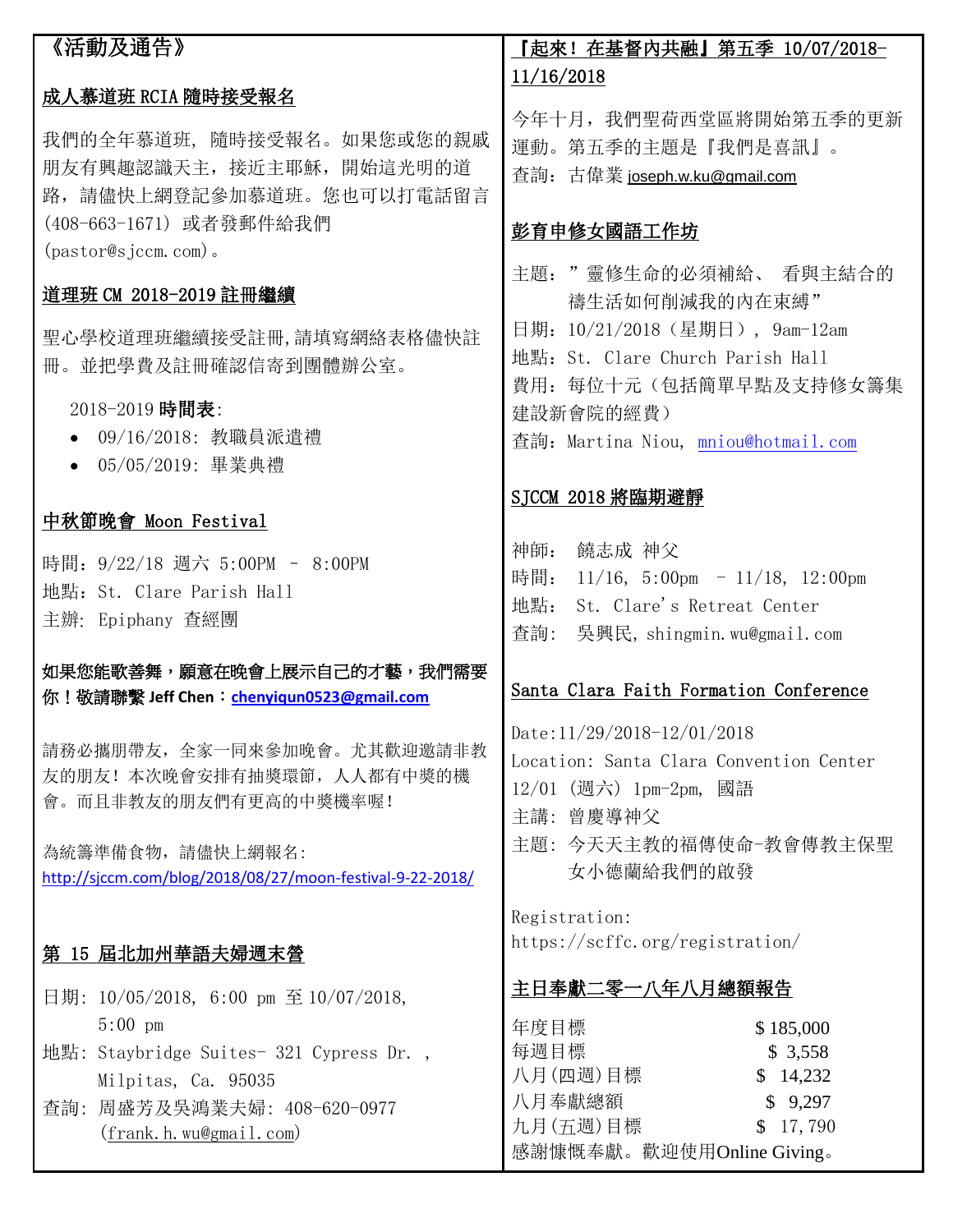# 《活動及通告》

## 成人慕道班 RCIA 隨時接受報名

我們的全年慕道班，隨時接受報名。如果您或您的親戚朋友有興趣認識天主，接近主耶穌，開始這光明的道路，請儘快上網登記參加慕道班。您也可以打電話留言 (408-663-1671) 或者發郵件給我們 (pastor@sjccm.com)。

## 道理班 CM 2018-2019 註冊繼續

聖心學校道理班繼續接受註冊，請填寫網絡表格儘快註冊。並把學費及註冊確認信寄到團體辦公室。

2018-2019 **時間表**:

- 09/16/2018: 教職員派遣禮
- 05/05/2019: 畢業典禮

## 中秋節晚會 Moon Festival

時間：9/22/18 週六 5:00PM – 8:00PM
地點：St. Clare Parish Hall
主辦: Epiphany 查經團

**如果您能歌善舞，願意在晚會上展示自己的才藝，我們需要你！敬請聯繫 Jeff Chen：chenyiqun0523@gmail.com**

請務必攜朋帶友，全家一同來參加晚會。尤其歡迎邀請非教友的朋友！本次晚會安排有抽獎環節，人人都有中獎的機會。而且非教友的朋友們有更高的中獎機率喔！

為統籌準備食物，請儘快上網報名:
http://sjccm.com/blog/2018/08/27/moon-festival-9-22-2018/

## 第 15 屆北加州華語夫婦週末營

日期: 10/05/2018, 6:00 pm 至 10/07/2018, 5:00 pm
地點: Staybridge Suites- 321 Cypress Dr. , Milpitas, Ca. 95035
查詢: 周盛芳及吳鴻業夫婦: 408-620-0977 (frank.h.wu@gmail.com)

## 『起來！在基督內共融』第五季 10/07/2018-11/16/2018

今年十月，我們聖荷西堂區將開始第五季的更新運動。第五季的主題是『我們是喜訊』。
查詢：古偉業 joseph.w.ku@gmail.com

## 彭育申修女國語工作坊

主題：”靈修生命的必須補給、 看與主結合的禱生活如何削減我的內在束縛”
日期：10/21/2018（星期日）, 9am-12am
地點：St. Clare Church Parish Hall
費用：每位十元（包括簡單早點及支持修女籌集建設新會院的經費）
查詢：Martina Niou, mniou@hotmail.com

## SJCCM 2018 將臨期避靜

神師： 饒志成 神父
時間： 11/16, 5:00pm – 11/18, 12:00pm
地點： St. Clare's Retreat Center
查詢： 吳興民, shingmin.wu@gmail.com

## Santa Clara Faith Formation Conference

Date:11/29/2018-12/01/2018
Location: Santa Clara Convention Center
12/01 (週六) 1pm-2pm, 國語
主講: 曾慶導神父
主題: 今天天主教的福傳使命-教會傳教主保聖女小德蘭給我們的啟發

Registration:
https://scffc.org/registration/

## 主日奉獻二零一八年八月總額報告

| | |
|---|---|
| 年度目標 | $ 185,000 |
| 每週目標 | $ 3,558 |
| 八月(四週)目標 | $ 14,232 |
| 八月奉獻總額 | $ 9,297 |
| 九月(五週)目標 | $ 17,790 |

感謝慷慨奉獻。歡迎使用Online Giving。